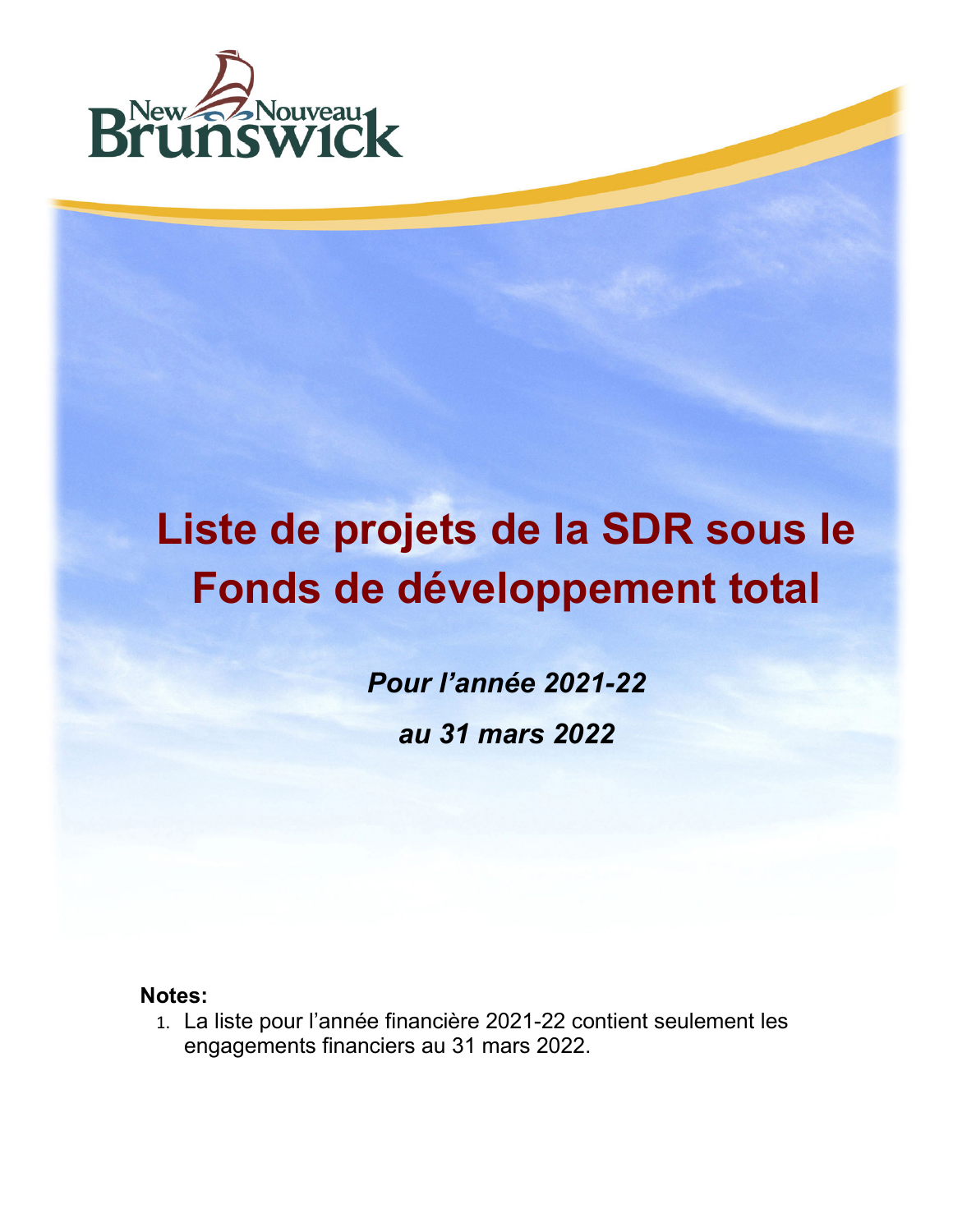# Liste de projets de la SDR sous le Fonds de développement total

*Pour l'année 2021-22*

*au 31 mars 2022*

**Notes:**

1. La liste pour l'année financière 2021-22 contient seulement les engagements financiers au 31 mars 2022.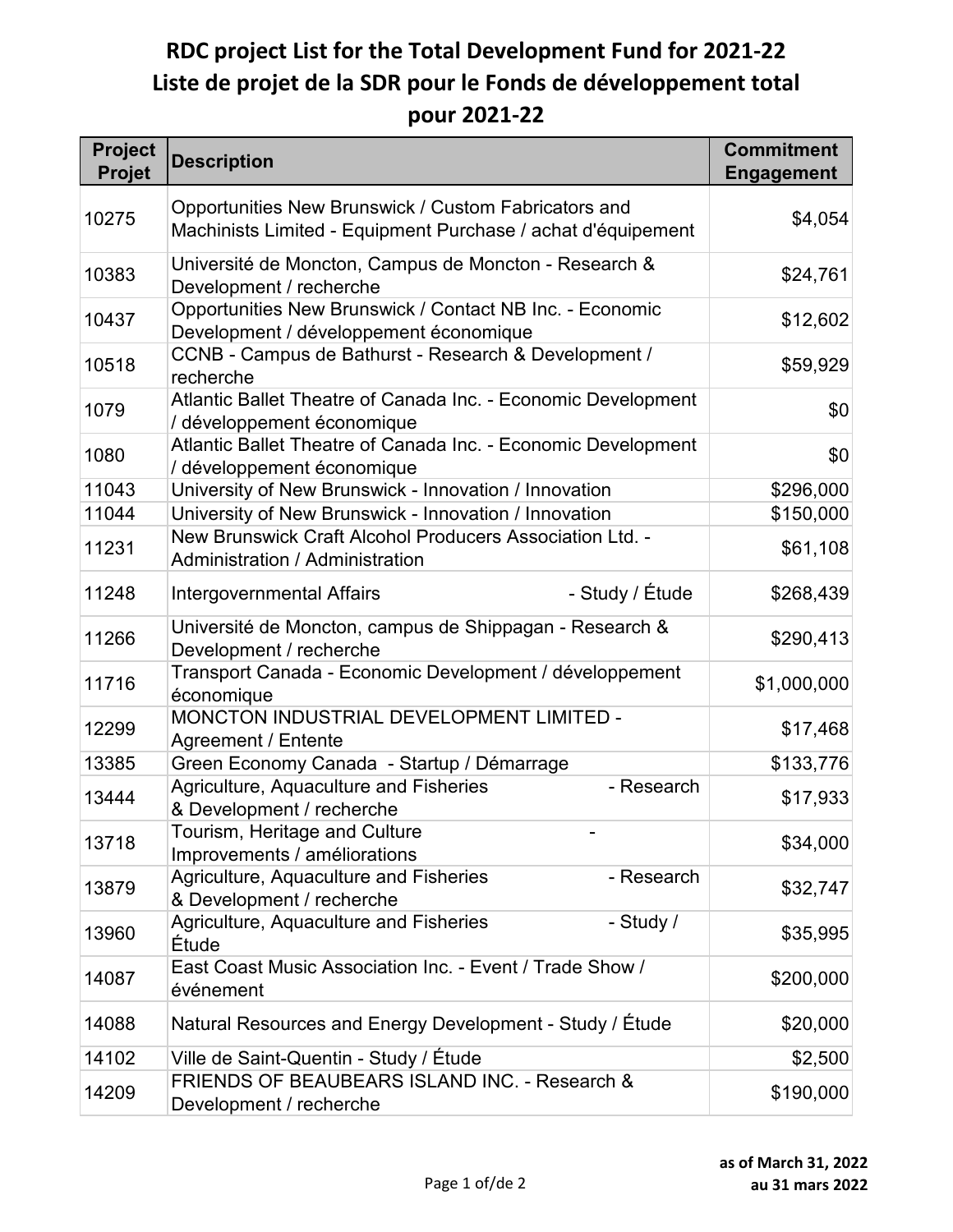# RDC project List for the Total Development Fund for 2021-22
# Liste de projet de la SDR pour le Fonds de développement total pour 2021-22

| Project Projet | Description | Commitment Engagement |
|---|---|---|
| 10275 | Opportunities New Brunswick / Custom Fabricators and Machinists Limited - Equipment Purchase / achat d'équipement | $4,054 |
| 10383 | Université de Moncton, Campus de Moncton - Research & Development / recherche | $24,761 |
| 10437 | Opportunities New Brunswick / Contact NB Inc. - Economic Development / développement économique | $12,602 |
| 10518 | CCNB - Campus de Bathurst - Research & Development / recherche | $59,929 |
| 1079 | Atlantic Ballet Theatre of Canada Inc. - Economic Development / développement économique | $0 |
| 1080 | Atlantic Ballet Theatre of Canada Inc. - Economic Development / développement économique | $0 |
| 11043 | University of New Brunswick - Innovation / Innovation | $296,000 |
| 11044 | University of New Brunswick - Innovation / Innovation | $150,000 |
| 11231 | New Brunswick Craft Alcohol Producers Association Ltd. - Administration / Administration | $61,108 |
| 11248 | Intergovernmental Affairs - Study / Étude | $268,439 |
| 11266 | Université de Moncton, campus de Shippagan - Research & Development / recherche | $290,413 |
| 11716 | Transport Canada - Economic Development / développement économique | $1,000,000 |
| 12299 | MONCTON INDUSTRIAL DEVELOPMENT LIMITED - Agreement / Entente | $17,468 |
| 13385 | Green Economy Canada - Startup / Démarrage | $133,776 |
| 13444 | Agriculture, Aquaculture and Fisheries - Research & Development / recherche | $17,933 |
| 13718 | Tourism, Heritage and Culture - Improvements / améliorations | $34,000 |
| 13879 | Agriculture, Aquaculture and Fisheries - Research & Development / recherche | $32,747 |
| 13960 | Agriculture, Aquaculture and Fisheries - Study / Étude | $35,995 |
| 14087 | East Coast Music Association Inc. - Event / Trade Show / événement | $200,000 |
| 14088 | Natural Resources and Energy Development - Study / Étude | $20,000 |
| 14102 | Ville de Saint-Quentin - Study / Étude | $2,500 |
| 14209 | FRIENDS OF BEAUBEARS ISLAND INC. - Research & Development / recherche | $190,000 |

**as of March 31, 2022**
**au 31 mars 2022**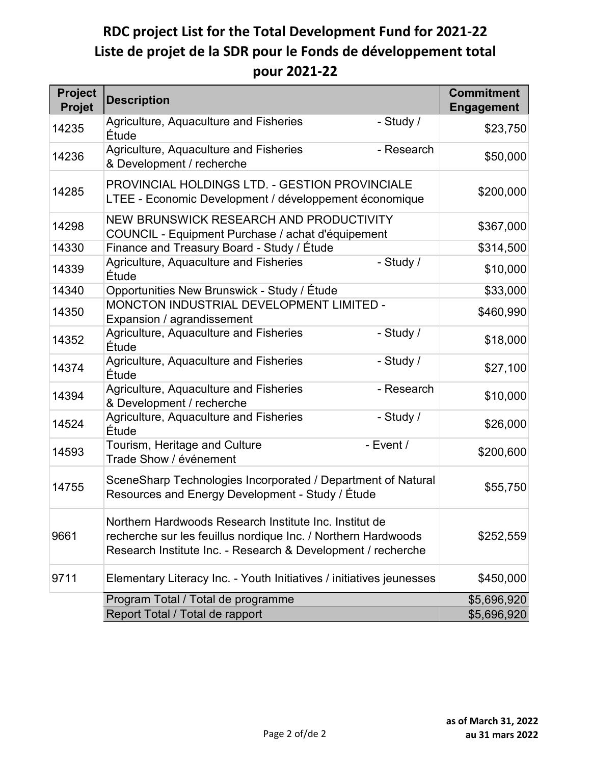# RDC project List for the Total Development Fund for 2021-22
# Liste de projet de la SDR pour le Fonds de développement total pour 2021-22

| Project Projet | Description | Commitment Engagement |
|---|---|---|
| 14235 | Agriculture, Aquaculture and Fisheries - Study / Étude | $23,750 |
| 14236 | Agriculture, Aquaculture and Fisheries - Research & Development / recherche | $50,000 |
| 14285 | PROVINCIAL HOLDINGS LTD. - GESTION PROVINCIALE LTEE - Economic Development / développement économique | $200,000 |
| 14298 | NEW BRUNSWICK RESEARCH AND PRODUCTIVITY COUNCIL - Equipment Purchase / achat d'équipement | $367,000 |
| 14330 | Finance and Treasury Board - Study / Étude | $314,500 |
| 14339 | Agriculture, Aquaculture and Fisheries - Study / Étude | $10,000 |
| 14340 | Opportunities New Brunswick - Study / Étude | $33,000 |
| 14350 | MONCTON INDUSTRIAL DEVELOPMENT LIMITED - Expansion / agrandissement | $460,990 |
| 14352 | Agriculture, Aquaculture and Fisheries - Study / Étude | $18,000 |
| 14374 | Agriculture, Aquaculture and Fisheries - Study / Étude | $27,100 |
| 14394 | Agriculture, Aquaculture and Fisheries - Research & Development / recherche | $10,000 |
| 14524 | Agriculture, Aquaculture and Fisheries - Study / Étude | $26,000 |
| 14593 | Tourism, Heritage and Culture - Event / Trade Show / événement | $200,600 |
| 14755 | SceneSharp Technologies Incorporated / Department of Natural Resources and Energy Development - Study / Étude | $55,750 |
| 9661 | Northern Hardwoods Research Institute Inc. Institut de recherche sur les feuillus nordique Inc. / Northern Hardwoods Research Institute Inc. - Research & Development / recherche | $252,559 |
| 9711 | Elementary Literacy Inc. - Youth Initiatives / initiatives jeunesses | $450,000 |
| | Program Total / Total de programme | $5,696,920 |
| | Report Total / Total de rapport | $5,696,920 |

**as of March 31, 2022**
**au 31 mars 2022**